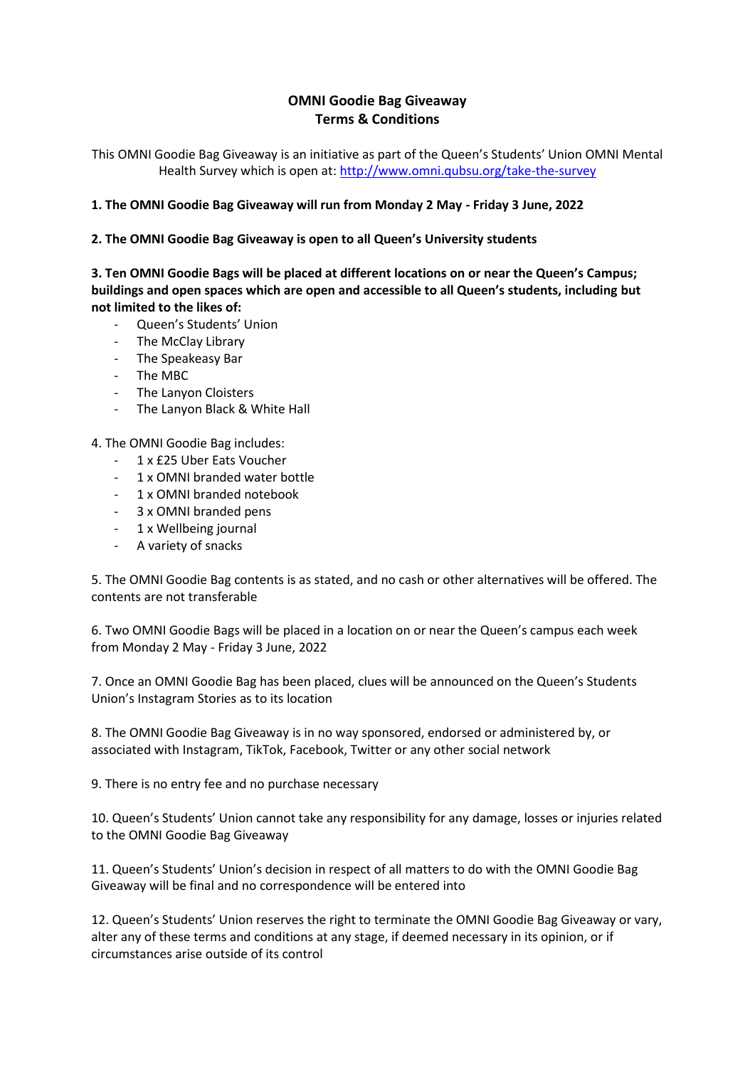# OMNI Goodie Bag Giveaway
# Terms & Conditions

This OMNI Goodie Bag Giveaway is an initiative as part of the Queen's Students' Union OMNI Mental Health Survey which is open at: [http://www.omni.qubsu.org/take-the-survey](http://www.omni.qubsu.org/take-the-survey)

**1. The OMNI Goodie Bag Giveaway will run from Monday 2 May - Friday 3 June, 2022**

**2. The OMNI Goodie Bag Giveaway is open to all Queen's University students**

**3. Ten OMNI Goodie Bags will be placed at different locations on or near the Queen's Campus; buildings and open spaces which are open and accessible to all Queen's students, including but not limited to the likes of:**

- Queen's Students' Union
- The McClay Library
- The Speakeasy Bar
- The MBC
- The Lanyon Cloisters
- The Lanyon Black & White Hall

4. The OMNI Goodie Bag includes:

- 1 x £25 Uber Eats Voucher
- 1 x OMNI branded water bottle
- 1 x OMNI branded notebook
- 3 x OMNI branded pens
- 1 x Wellbeing journal
- A variety of snacks

5. The OMNI Goodie Bag contents is as stated, and no cash or other alternatives will be offered. The contents are not transferable

6. Two OMNI Goodie Bags will be placed in a location on or near the Queen's campus each week from Monday 2 May - Friday 3 June, 2022

7. Once an OMNI Goodie Bag has been placed, clues will be announced on the Queen's Students Union's Instagram Stories as to its location

8. The OMNI Goodie Bag Giveaway is in no way sponsored, endorsed or administered by, or associated with Instagram, TikTok, Facebook, Twitter or any other social network

9. There is no entry fee and no purchase necessary

10. Queen's Students' Union cannot take any responsibility for any damage, losses or injuries related to the OMNI Goodie Bag Giveaway

11. Queen's Students' Union's decision in respect of all matters to do with the OMNI Goodie Bag Giveaway will be final and no correspondence will be entered into

12. Queen's Students' Union reserves the right to terminate the OMNI Goodie Bag Giveaway or vary, alter any of these terms and conditions at any stage, if deemed necessary in its opinion, or if circumstances arise outside of its control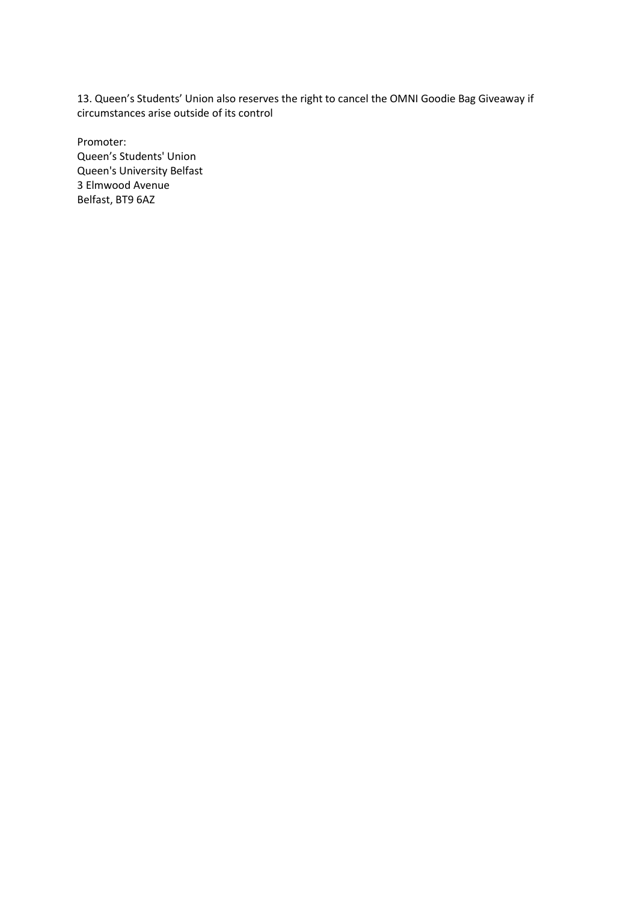13. Queen’s Students’ Union also reserves the right to cancel the OMNI Goodie Bag Giveaway if circumstances arise outside of its control

Promoter:  
Queen’s Students' Union  
Queen's University Belfast  
3 Elmwood Avenue  
Belfast, BT9 6AZ